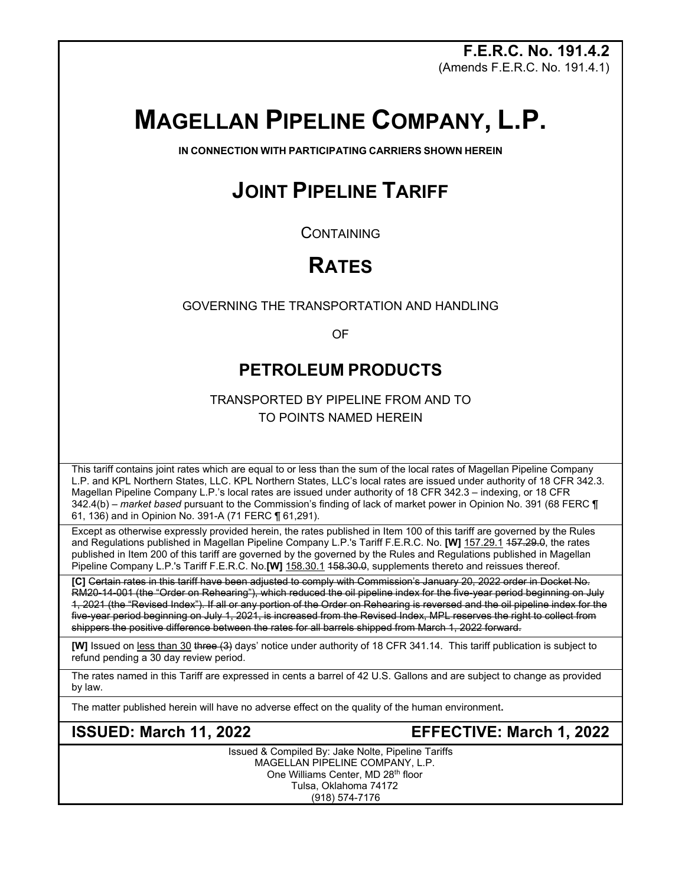**F.E.R.C. No. 191.4.2**
(Amends F.E.R.C. No. 191.4.1)

# MAGELLAN PIPELINE COMPANY, L.P.

**IN CONNECTION WITH PARTICIPATING CARRIERS SHOWN HEREIN**

## JOINT PIPELINE TARIFF

CONTAINING

## RATES

GOVERNING THE TRANSPORTATION AND HANDLING

OF

### PETROLEUM PRODUCTS

TRANSPORTED BY PIPELINE FROM AND TO
TO POINTS NAMED HEREIN

This tariff contains joint rates which are equal to or less than the sum of the local rates of Magellan Pipeline Company L.P. and KPL Northern States, LLC. KPL Northern States, LLC's local rates are issued under authority of 18 CFR 342.3. Magellan Pipeline Company L.P.'s local rates are issued under authority of 18 CFR 342.3 – indexing, or 18 CFR 342.4(b) – *market based* pursuant to the Commission's finding of lack of market power in Opinion No. 391 (68 FERC ¶ 61, 136) and in Opinion No. 391-A (71 FERC ¶ 61,291).

Except as otherwise expressly provided herein, the rates published in Item 100 of this tariff are governed by the Rules and Regulations published in Magellan Pipeline Company L.P.'s Tariff F.E.R.C. No. **[W]** 157.29.1 ~~157.29.0~~, the rates published in Item 200 of this tariff are governed by the governed by the Rules and Regulations published in Magellan Pipeline Company L.P.'s Tariff F.E.R.C. No.**[W]** 158.30.1 ~~158.30.0~~, supplements thereto and reissues thereof.

**[C]** ~~Certain rates in this tariff have been adjusted to comply with Commission's January 20, 2022 order in Docket No. RM20-14-001 (the "Order on Rehearing"), which reduced the oil pipeline index for the five-year period beginning on July 1, 2021 (the "Revised Index"). If all or any portion of the Order on Rehearing is reversed and the oil pipeline index for the five-year period beginning on July 1, 2021, is increased from the Revised Index, MPL reserves the right to collect from shippers the positive difference between the rates for all barrels shipped from March 1, 2022 forward.~~

**[W]** Issued on less than 30 ~~three (3)~~ days' notice under authority of 18 CFR 341.14. This tariff publication is subject to refund pending a 30 day review period.

The rates named in this Tariff are expressed in cents a barrel of 42 U.S. Gallons and are subject to change as provided by law.

The matter published herein will have no adverse effect on the quality of the human environment**.**

**ISSUED: March 11, 2022** **EFFECTIVE: March 1, 2022**

Issued & Compiled By: Jake Nolte, Pipeline Tariffs
MAGELLAN PIPELINE COMPANY, L.P.
One Williams Center, MD 28th floor
Tulsa, Oklahoma 74172
(918) 574-7176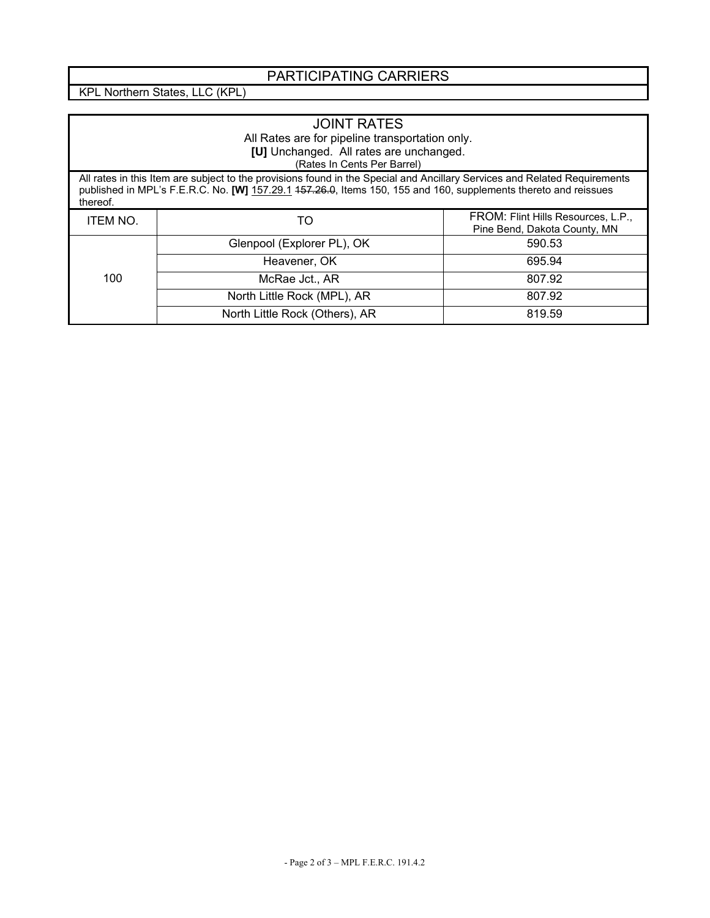## PARTICIPATING CARRIERS

KPL Northern States, LLC (KPL)

## JOINT RATES

All Rates are for pipeline transportation only.

**[U]** Unchanged. All rates are unchanged.

(Rates In Cents Per Barrel)

All rates in this Item are subject to the provisions found in the Special and Ancillary Services and Related Requirements published in MPL's F.E.R.C. No. **[W]** 157.29.1 ~~157.26.0~~, Items 150, 155 and 160, supplements thereto and reissues thereof.

| ITEM NO. | TO | FROM: Flint Hills Resources, L.P., Pine Bend, Dakota County, MN |
|---|---|---|
| 100 | Glenpool (Explorer PL), OK | 590.53 |
| | Heavener, OK | 695.94 |
| | McRae Jct., AR | 807.92 |
| | North Little Rock (MPL), AR | 807.92 |
| | North Little Rock (Others), AR | 819.59 |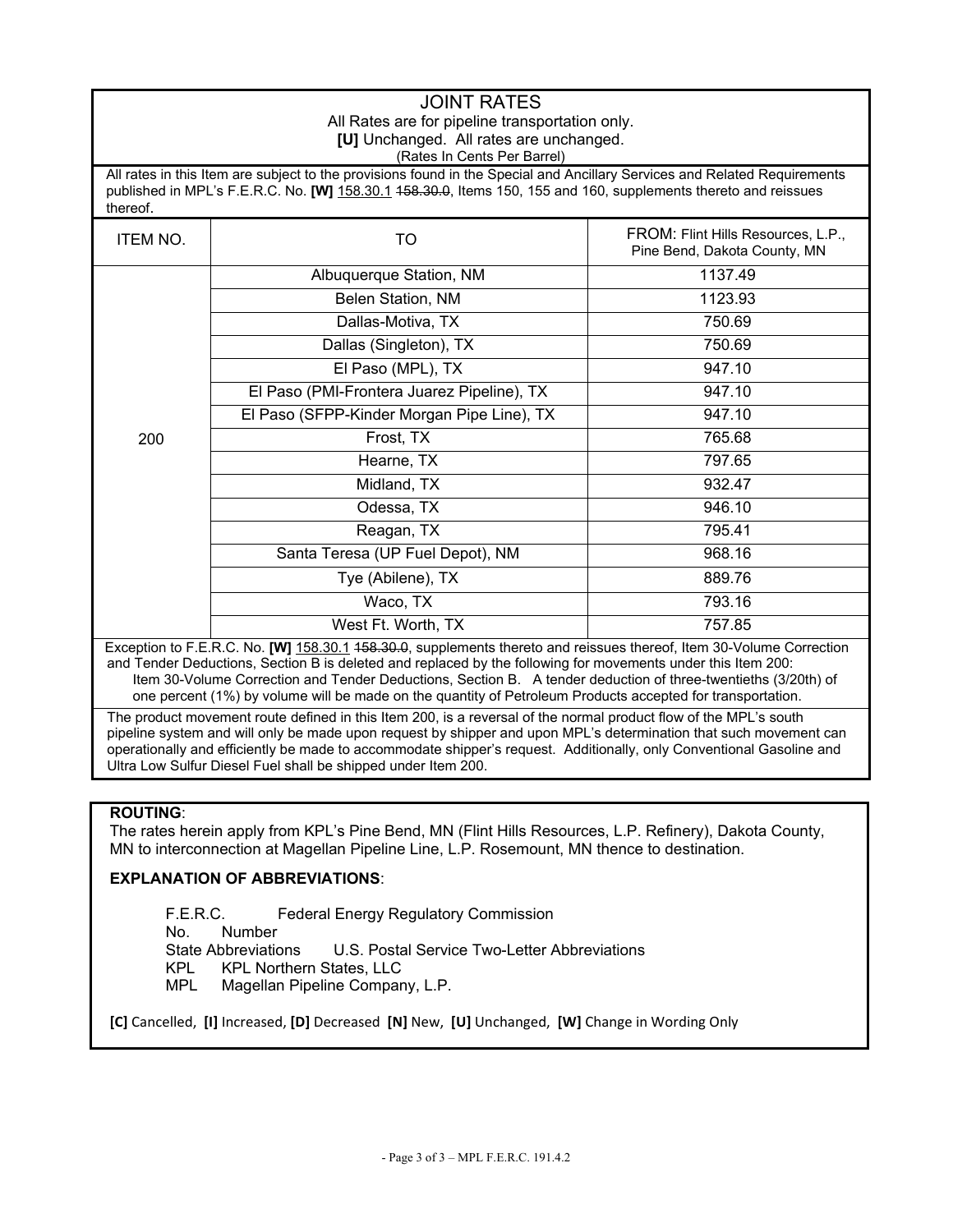## JOINT RATES

All Rates are for pipeline transportation only.

**[U]** Unchanged. All rates are unchanged.

(Rates In Cents Per Barrel)

All rates in this Item are subject to the provisions found in the Special and Ancillary Services and Related Requirements published in MPL's F.E.R.C. No. **[W]** 158.30.1 ~~158.30.0~~, Items 150, 155 and 160, supplements thereto and reissues thereof.

| ITEM NO. | TO | FROM: Flint Hills Resources, L.P., Pine Bend, Dakota County, MN |
|---|---|---|
| 200 | Albuquerque Station, NM | 1137.49 |
| | Belen Station, NM | 1123.93 |
| | Dallas-Motiva, TX | 750.69 |
| | Dallas (Singleton), TX | 750.69 |
| | El Paso (MPL), TX | 947.10 |
| | El Paso (PMI-Frontera Juarez Pipeline), TX | 947.10 |
| | El Paso (SFPP-Kinder Morgan Pipe Line), TX | 947.10 |
| | Frost, TX | 765.68 |
| | Hearne, TX | 797.65 |
| | Midland, TX | 932.47 |
| | Odessa, TX | 946.10 |
| | Reagan, TX | 795.41 |
| | Santa Teresa (UP Fuel Depot), NM | 968.16 |
| | Tye (Abilene), TX | 889.76 |
| | Waco, TX | 793.16 |
| | West Ft. Worth, TX | 757.85 |

Exception to F.E.R.C. No. **[W]** 158.30.1 ~~158.30.0~~, supplements thereto and reissues thereof, Item 30-Volume Correction and Tender Deductions, Section B is deleted and replaced by the following for movements under this Item 200:

Item 30-Volume Correction and Tender Deductions, Section B. A tender deduction of three-twentieths (3/20th) of one percent (1%) by volume will be made on the quantity of Petroleum Products accepted for transportation.

The product movement route defined in this Item 200, is a reversal of the normal product flow of the MPL's south pipeline system and will only be made upon request by shipper and upon MPL's determination that such movement can operationally and efficiently be made to accommodate shipper's request. Additionally, only Conventional Gasoline and Ultra Low Sulfur Diesel Fuel shall be shipped under Item 200.

**ROUTING**:

The rates herein apply from KPL's Pine Bend, MN (Flint Hills Resources, L.P. Refinery), Dakota County, MN to interconnection at Magellan Pipeline Line, L.P. Rosemount, MN thence to destination.

**EXPLANATION OF ABBREVIATIONS**:

F.E.R.C. Federal Energy Regulatory Commission
No. Number
State Abbreviations U.S. Postal Service Two-Letter Abbreviations
KPL KPL Northern States, LLC
MPL Magellan Pipeline Company, L.P.

**[C]** Cancelled, **[I]** Increased, **[D]** Decreased **[N]** New, **[U]** Unchanged, **[W]** Change in Wording Only